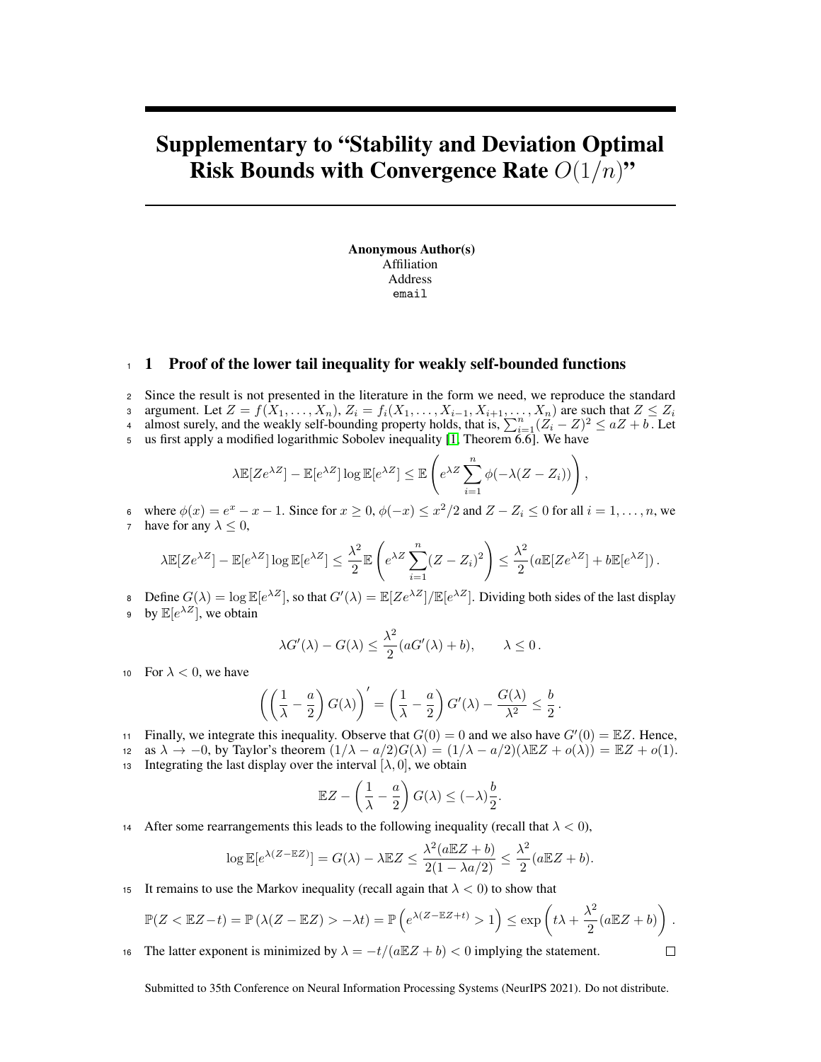# Supplementary to "Stability and Deviation Optimal Risk Bounds with Convergence Rate $O(1/n)$"

**Anonymous Author(s)**
Affiliation
Address
email

## 1 Proof of the lower tail inequality for weakly self-bounded functions

Since the result is not presented in the literature in the form we need, we reproduce the standard argument. Let $Z = f(X_1, \ldots, X_n)$, $Z_i = f_i(X_1, \ldots, X_{i-1}, X_{i+1}, \ldots, X_n)$ are such that $Z \le Z_i$ almost surely, and the weakly self-bounding property holds, that is, $\sum_{i=1}^n (Z_i - Z)^2 \le aZ + b$. Let us first apply a modified logarithmic Sobolev inequality [1, Theorem 6.6]. We have

$$\lambda \mathbb{E}[Ze^{\lambda Z}] - \mathbb{E}[e^{\lambda Z}] \log \mathbb{E}[e^{\lambda Z}] \le \mathbb{E}\left(e^{\lambda Z} \sum_{i=1}^n \phi(-\lambda(Z - Z_i))\right),$$

where $\phi(x) = e^x - x - 1$. Since for $x \ge 0$, $\phi(-x) \le x^2/2$ and $Z - Z_i \le 0$ for all $i = 1, \ldots, n$, we have for any $\lambda \le 0$,

$$\lambda \mathbb{E}[Ze^{\lambda Z}] - \mathbb{E}[e^{\lambda Z}] \log \mathbb{E}[e^{\lambda Z}] \le \frac{\lambda^2}{2} \mathbb{E}\left(e^{\lambda Z} \sum_{i=1}^n (Z - Z_i)^2\right) \le \frac{\lambda^2}{2}(a\mathbb{E}[Ze^{\lambda Z}] + b\mathbb{E}[e^{\lambda Z}]).$$

Define $G(\lambda) = \log \mathbb{E}[e^{\lambda Z}]$, so that $G'(\lambda) = \mathbb{E}[Ze^{\lambda Z}]/\mathbb{E}[e^{\lambda Z}]$. Dividing both sides of the last display by $\mathbb{E}[e^{\lambda Z}]$, we obtain

$$\lambda G'(\lambda) - G(\lambda) \le \frac{\lambda^2}{2}(aG'(\lambda) + b), \qquad \lambda \le 0.$$

For $\lambda < 0$, we have

$$\left(\left(\frac{1}{\lambda} - \frac{a}{2}\right) G(\lambda)\right)' = \left(\frac{1}{\lambda} - \frac{a}{2}\right) G'(\lambda) - \frac{G(\lambda)}{\lambda^2} \le \frac{b}{2}.$$

Finally, we integrate this inequality. Observe that $G(0) = 0$ and we also have $G'(0) = \mathbb{E}Z$. Hence, as $\lambda \to -0$, by Taylor's theorem $(1/\lambda - a/2)G(\lambda) = (1/\lambda - a/2)(\lambda \mathbb{E}Z + o(\lambda)) = \mathbb{E}Z + o(1)$. Integrating the last display over the interval $[\lambda, 0]$, we obtain

$$\mathbb{E}Z - \left(\frac{1}{\lambda} - \frac{a}{2}\right) G(\lambda) \le (-\lambda)\frac{b}{2}.$$

After some rearrangements this leads to the following inequality (recall that $\lambda < 0$),

$$\log \mathbb{E}[e^{\lambda(Z - \mathbb{E}Z)}] = G(\lambda) - \lambda \mathbb{E}Z \le \frac{\lambda^2(a\mathbb{E}Z + b)}{2(1 - \lambda a/2)} \le \frac{\lambda^2}{2}(a\mathbb{E}Z + b).$$

It remains to use the Markov inequality (recall again that $\lambda < 0$) to show that

$$\mathbb{P}(Z < \mathbb{E}Z - t) = \mathbb{P}\left(\lambda(Z - \mathbb{E}Z) > -\lambda t\right) = \mathbb{P}\left(e^{\lambda(Z - \mathbb{E}Z + t)} > 1\right) \le \exp\left(t\lambda + \frac{\lambda^2}{2}(a\mathbb{E}Z + b)\right).$$

The latter exponent is minimized by $\lambda = -t/(a\mathbb{E}Z + b) < 0$ implying the statement. $\square$

Submitted to 35th Conference on Neural Information Processing Systems (NeurIPS 2021). Do not distribute.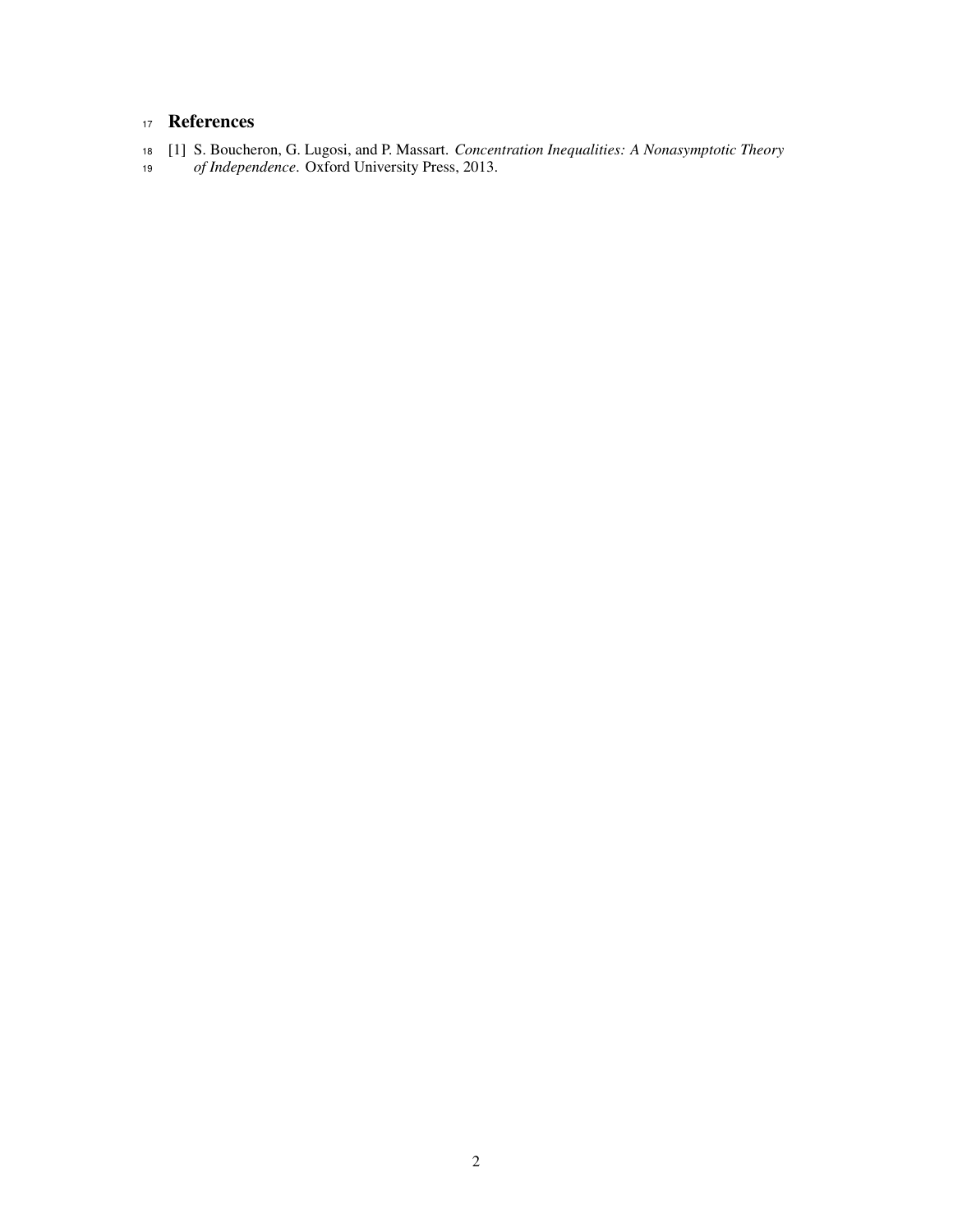# References

[1] S. Boucheron, G. Lugosi, and P. Massart. *Concentration Inequalities: A Nonasymptotic Theory of Independence*. Oxford University Press, 2013.